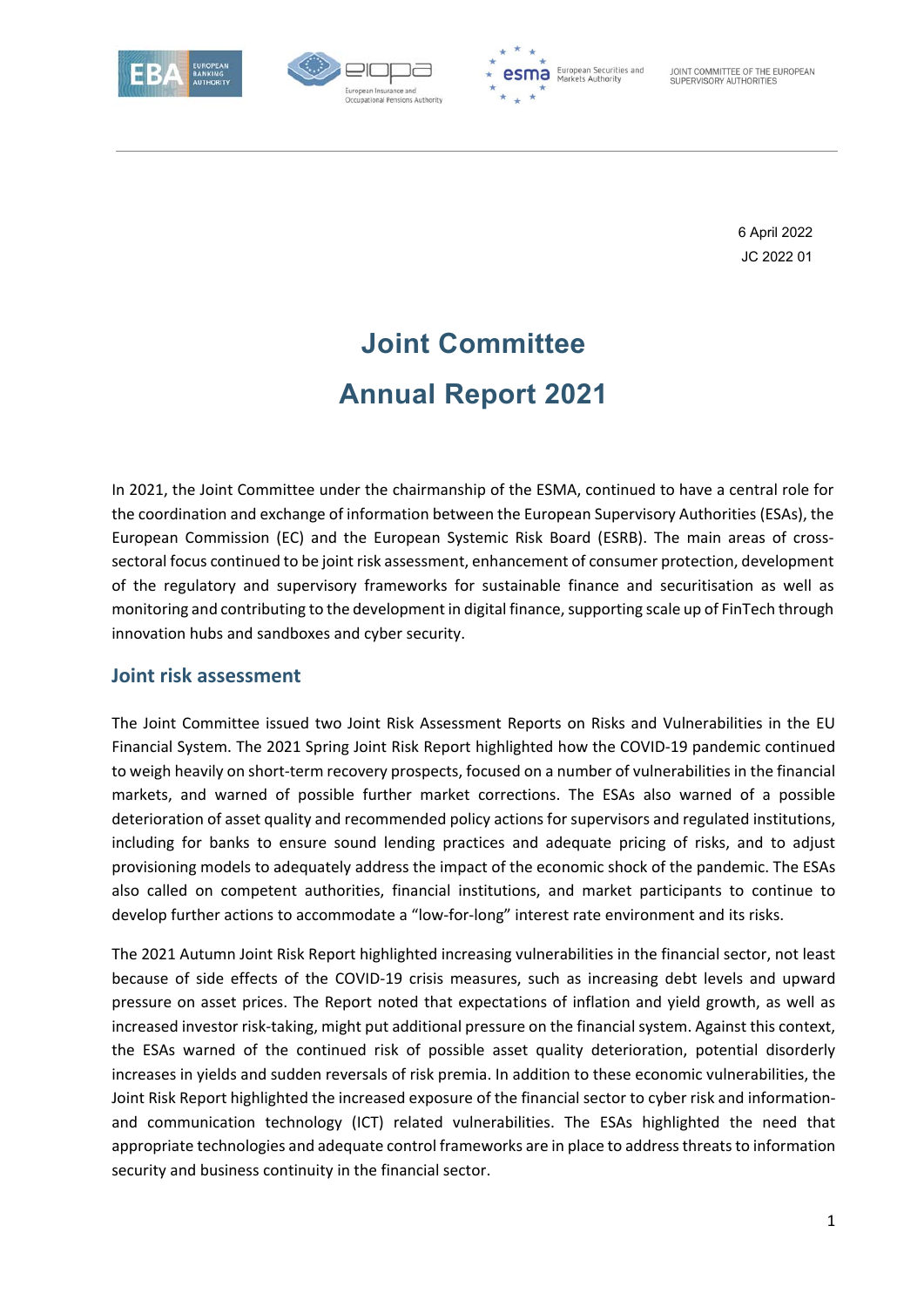6 April 2022

JC 2022 01

# Joint Committee Annual Report 2021

In 2021, the Joint Committee under the chairmanship of the ESMA, continued to have a central role for the coordination and exchange of information between the European Supervisory Authorities (ESAs), the European Commission (EC) and the European Systemic Risk Board (ESRB). The main areas of cross-sectoral focus continued to be joint risk assessment, enhancement of consumer protection, development of the regulatory and supervisory frameworks for sustainable finance and securitisation as well as monitoring and contributing to the development in digital finance, supporting scale up of FinTech through innovation hubs and sandboxes and cyber security.

## Joint risk assessment

The Joint Committee issued two Joint Risk Assessment Reports on Risks and Vulnerabilities in the EU Financial System. The 2021 Spring Joint Risk Report highlighted how the COVID-19 pandemic continued to weigh heavily on short-term recovery prospects, focused on a number of vulnerabilities in the financial markets, and warned of possible further market corrections. The ESAs also warned of a possible deterioration of asset quality and recommended policy actions for supervisors and regulated institutions, including for banks to ensure sound lending practices and adequate pricing of risks, and to adjust provisioning models to adequately address the impact of the economic shock of the pandemic. The ESAs also called on competent authorities, financial institutions, and market participants to continue to develop further actions to accommodate a "low-for-long" interest rate environment and its risks.

The 2021 Autumn Joint Risk Report highlighted increasing vulnerabilities in the financial sector, not least because of side effects of the COVID-19 crisis measures, such as increasing debt levels and upward pressure on asset prices. The Report noted that expectations of inflation and yield growth, as well as increased investor risk-taking, might put additional pressure on the financial system. Against this context, the ESAs warned of the continued risk of possible asset quality deterioration, potential disorderly increases in yields and sudden reversals of risk premia. In addition to these economic vulnerabilities, the Joint Risk Report highlighted the increased exposure of the financial sector to cyber risk and information- and communication technology (ICT) related vulnerabilities. The ESAs highlighted the need that appropriate technologies and adequate control frameworks are in place to address threats to information security and business continuity in the financial sector.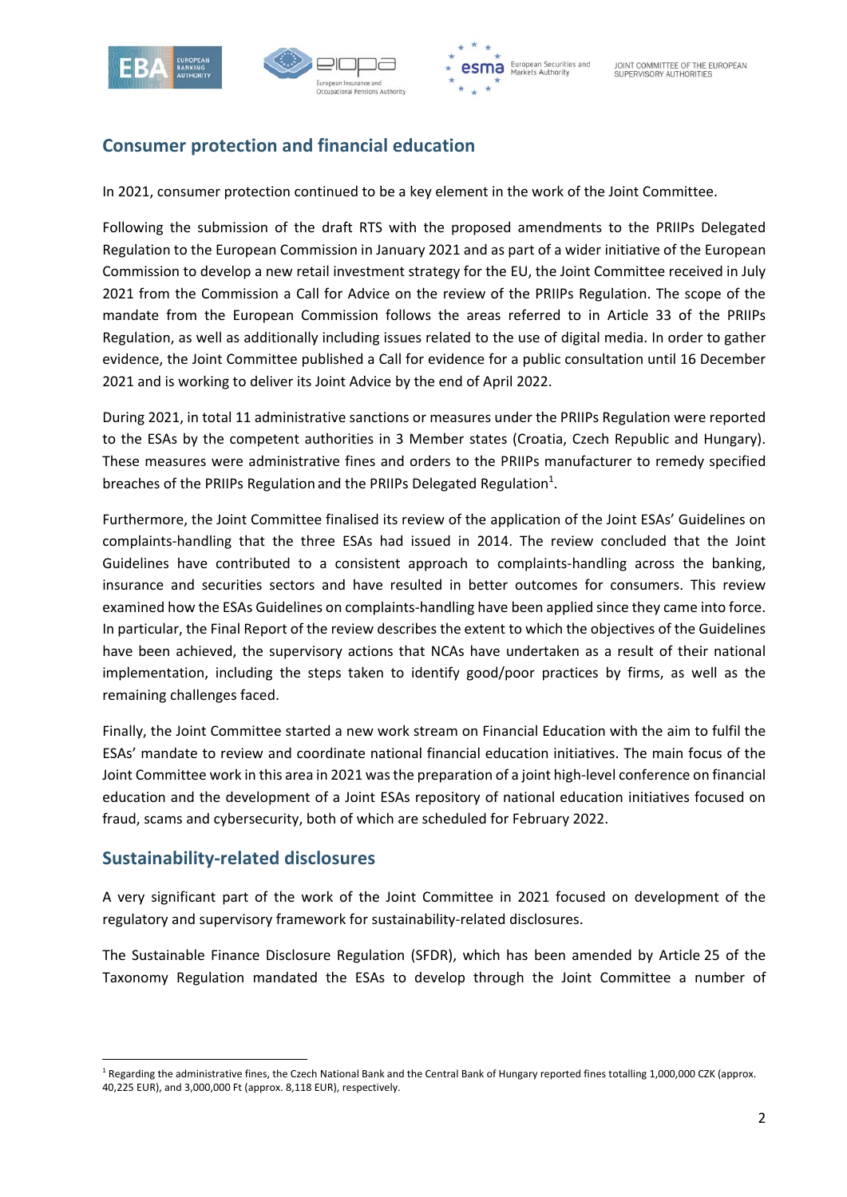## Consumer protection and financial education

In 2021, consumer protection continued to be a key element in the work of the Joint Committee.

Following the submission of the draft RTS with the proposed amendments to the PRIIPs Delegated Regulation to the European Commission in January 2021 and as part of a wider initiative of the European Commission to develop a new retail investment strategy for the EU, the Joint Committee received in July 2021 from the Commission a Call for Advice on the review of the PRIIPs Regulation. The scope of the mandate from the European Commission follows the areas referred to in Article 33 of the PRIIPs Regulation, as well as additionally including issues related to the use of digital media. In order to gather evidence, the Joint Committee published a Call for evidence for a public consultation until 16 December 2021 and is working to deliver its Joint Advice by the end of April 2022.

During 2021, in total 11 administrative sanctions or measures under the PRIIPs Regulation were reported to the ESAs by the competent authorities in 3 Member states (Croatia, Czech Republic and Hungary). These measures were administrative fines and orders to the PRIIPs manufacturer to remedy specified breaches of the PRIIPs Regulation and the PRIIPs Delegated Regulation[1].

Furthermore, the Joint Committee finalised its review of the application of the Joint ESAs' Guidelines on complaints-handling that the three ESAs had issued in 2014. The review concluded that the Joint Guidelines have contributed to a consistent approach to complaints-handling across the banking, insurance and securities sectors and have resulted in better outcomes for consumers. This review examined how the ESAs Guidelines on complaints-handling have been applied since they came into force. In particular, the Final Report of the review describes the extent to which the objectives of the Guidelines have been achieved, the supervisory actions that NCAs have undertaken as a result of their national implementation, including the steps taken to identify good/poor practices by firms, as well as the remaining challenges faced.

Finally, the Joint Committee started a new work stream on Financial Education with the aim to fulfil the ESAs' mandate to review and coordinate national financial education initiatives. The main focus of the Joint Committee work in this area in 2021 was the preparation of a joint high-level conference on financial education and the development of a Joint ESAs repository of national education initiatives focused on fraud, scams and cybersecurity, both of which are scheduled for February 2022.

## Sustainability-related disclosures

A very significant part of the work of the Joint Committee in 2021 focused on development of the regulatory and supervisory framework for sustainability-related disclosures.

The Sustainable Finance Disclosure Regulation (SFDR), which has been amended by Article 25 of the Taxonomy Regulation mandated the ESAs to develop through the Joint Committee a number of

[1] Regarding the administrative fines, the Czech National Bank and the Central Bank of Hungary reported fines totalling 1,000,000 CZK (approx. 40,225 EUR), and 3,000,000 Ft (approx. 8,118 EUR), respectively.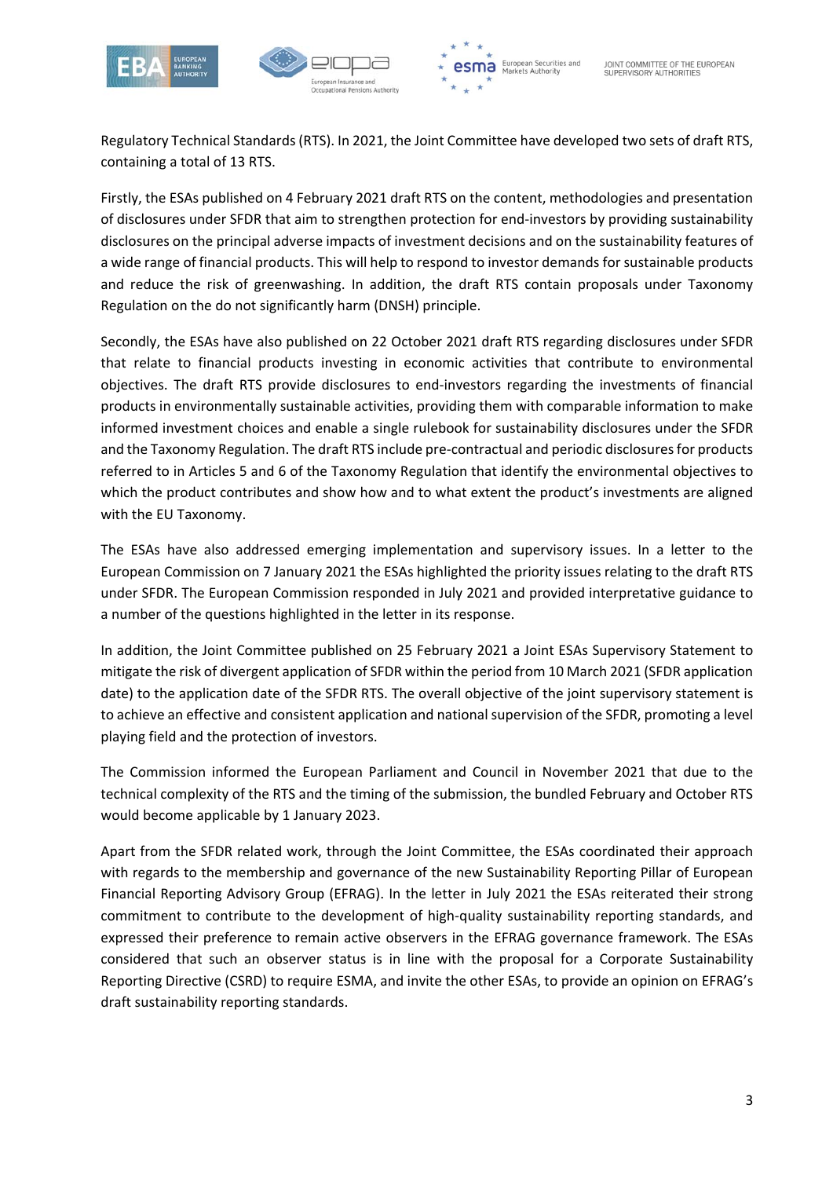Regulatory Technical Standards (RTS). In 2021, the Joint Committee have developed two sets of draft RTS, containing a total of 13 RTS.

Firstly, the ESAs published on 4 February 2021 draft RTS on the content, methodologies and presentation of disclosures under SFDR that aim to strengthen protection for end-investors by providing sustainability disclosures on the principal adverse impacts of investment decisions and on the sustainability features of a wide range of financial products. This will help to respond to investor demands for sustainable products and reduce the risk of greenwashing. In addition, the draft RTS contain proposals under Taxonomy Regulation on the do not significantly harm (DNSH) principle.

Secondly, the ESAs have also published on 22 October 2021 draft RTS regarding disclosures under SFDR that relate to financial products investing in economic activities that contribute to environmental objectives. The draft RTS provide disclosures to end-investors regarding the investments of financial products in environmentally sustainable activities, providing them with comparable information to make informed investment choices and enable a single rulebook for sustainability disclosures under the SFDR and the Taxonomy Regulation. The draft RTS include pre-contractual and periodic disclosures for products referred to in Articles 5 and 6 of the Taxonomy Regulation that identify the environmental objectives to which the product contributes and show how and to what extent the product's investments are aligned with the EU Taxonomy.

The ESAs have also addressed emerging implementation and supervisory issues. In a letter to the European Commission on 7 January 2021 the ESAs highlighted the priority issues relating to the draft RTS under SFDR. The European Commission responded in July 2021 and provided interpretative guidance to a number of the questions highlighted in the letter in its response.

In addition, the Joint Committee published on 25 February 2021 a Joint ESAs Supervisory Statement to mitigate the risk of divergent application of SFDR within the period from 10 March 2021 (SFDR application date) to the application date of the SFDR RTS. The overall objective of the joint supervisory statement is to achieve an effective and consistent application and national supervision of the SFDR, promoting a level playing field and the protection of investors.

The Commission informed the European Parliament and Council in November 2021 that due to the technical complexity of the RTS and the timing of the submission, the bundled February and October RTS would become applicable by 1 January 2023.

Apart from the SFDR related work, through the Joint Committee, the ESAs coordinated their approach with regards to the membership and governance of the new Sustainability Reporting Pillar of European Financial Reporting Advisory Group (EFRAG). In the letter in July 2021 the ESAs reiterated their strong commitment to contribute to the development of high-quality sustainability reporting standards, and expressed their preference to remain active observers in the EFRAG governance framework. The ESAs considered that such an observer status is in line with the proposal for a Corporate Sustainability Reporting Directive (CSRD) to require ESMA, and invite the other ESAs, to provide an opinion on EFRAG's draft sustainability reporting standards.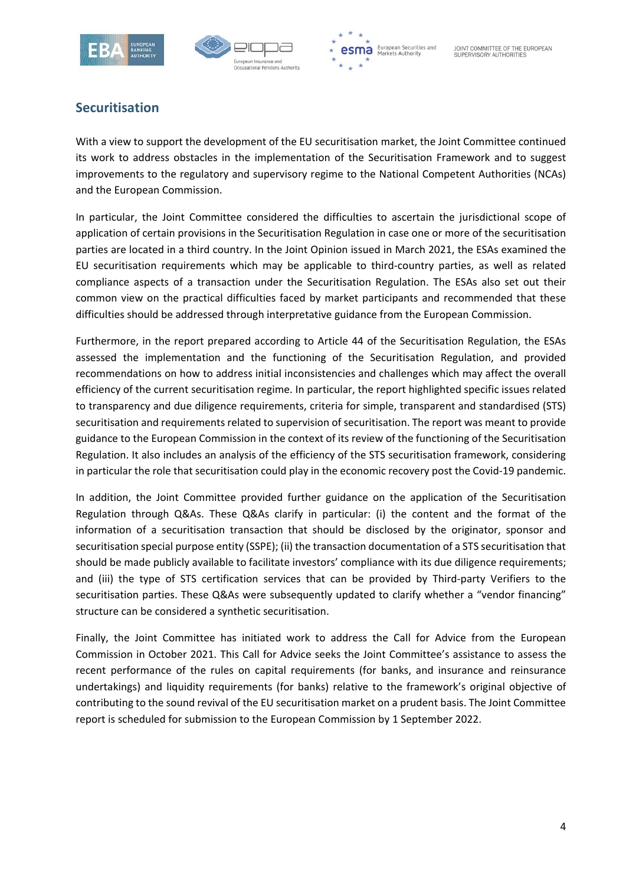## Securitisation

With a view to support the development of the EU securitisation market, the Joint Committee continued its work to address obstacles in the implementation of the Securitisation Framework and to suggest improvements to the regulatory and supervisory regime to the National Competent Authorities (NCAs) and the European Commission.

In particular, the Joint Committee considered the difficulties to ascertain the jurisdictional scope of application of certain provisions in the Securitisation Regulation in case one or more of the securitisation parties are located in a third country. In the Joint Opinion issued in March 2021, the ESAs examined the EU securitisation requirements which may be applicable to third-country parties, as well as related compliance aspects of a transaction under the Securitisation Regulation. The ESAs also set out their common view on the practical difficulties faced by market participants and recommended that these difficulties should be addressed through interpretative guidance from the European Commission.

Furthermore, in the report prepared according to Article 44 of the Securitisation Regulation, the ESAs assessed the implementation and the functioning of the Securitisation Regulation, and provided recommendations on how to address initial inconsistencies and challenges which may affect the overall efficiency of the current securitisation regime. In particular, the report highlighted specific issues related to transparency and due diligence requirements, criteria for simple, transparent and standardised (STS) securitisation and requirements related to supervision of securitisation. The report was meant to provide guidance to the European Commission in the context of its review of the functioning of the Securitisation Regulation. It also includes an analysis of the efficiency of the STS securitisation framework, considering in particular the role that securitisation could play in the economic recovery post the Covid-19 pandemic.

In addition, the Joint Committee provided further guidance on the application of the Securitisation Regulation through Q&As. These Q&As clarify in particular: (i) the content and the format of the information of a securitisation transaction that should be disclosed by the originator, sponsor and securitisation special purpose entity (SSPE); (ii) the transaction documentation of a STS securitisation that should be made publicly available to facilitate investors' compliance with its due diligence requirements; and (iii) the type of STS certification services that can be provided by Third-party Verifiers to the securitisation parties. These Q&As were subsequently updated to clarify whether a "vendor financing" structure can be considered a synthetic securitisation.

Finally, the Joint Committee has initiated work to address the Call for Advice from the European Commission in October 2021. This Call for Advice seeks the Joint Committee's assistance to assess the recent performance of the rules on capital requirements (for banks, and insurance and reinsurance undertakings) and liquidity requirements (for banks) relative to the framework's original objective of contributing to the sound revival of the EU securitisation market on a prudent basis. The Joint Committee report is scheduled for submission to the European Commission by 1 September 2022.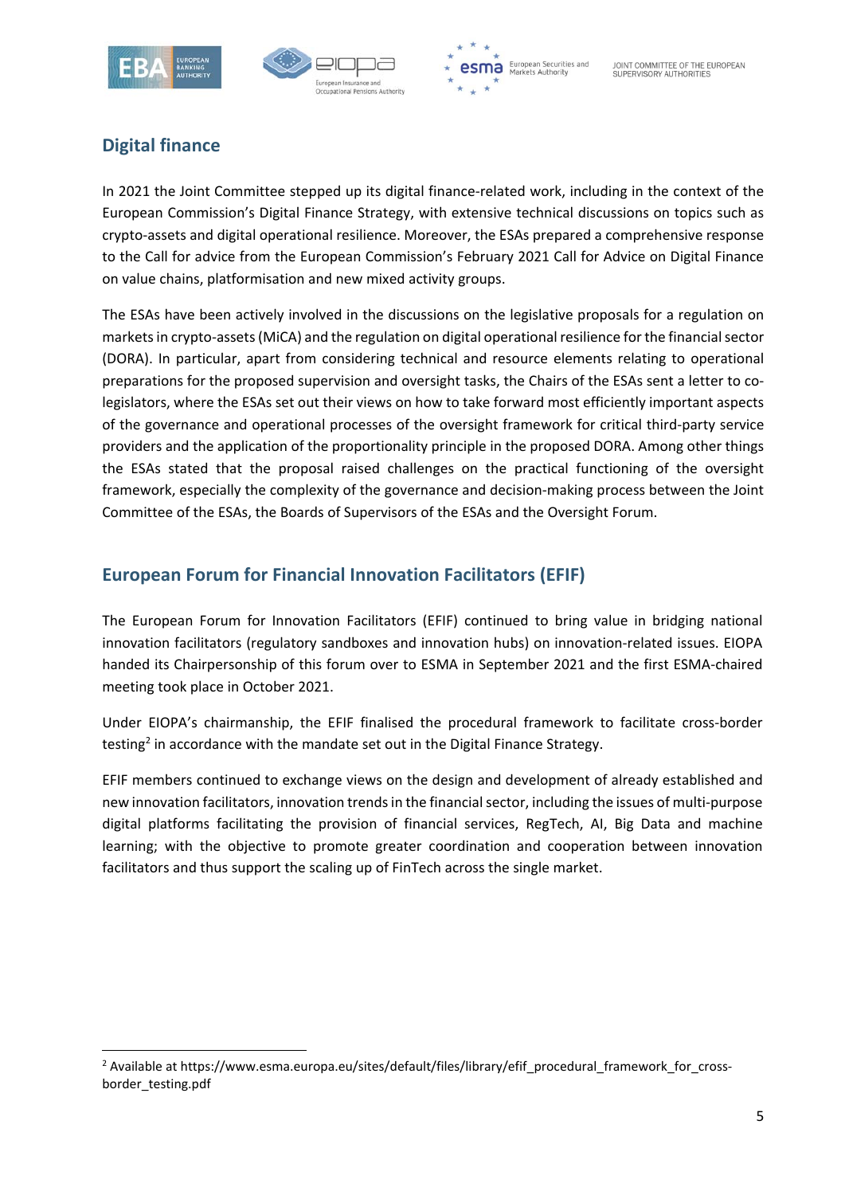## Digital finance

In 2021 the Joint Committee stepped up its digital finance-related work, including in the context of the European Commission's Digital Finance Strategy, with extensive technical discussions on topics such as crypto-assets and digital operational resilience. Moreover, the ESAs prepared a comprehensive response to the Call for advice from the European Commission's February 2021 Call for Advice on Digital Finance on value chains, platformisation and new mixed activity groups.

The ESAs have been actively involved in the discussions on the legislative proposals for a regulation on markets in crypto-assets (MiCA) and the regulation on digital operational resilience for the financial sector (DORA). In particular, apart from considering technical and resource elements relating to operational preparations for the proposed supervision and oversight tasks, the Chairs of the ESAs sent a letter to co-legislators, where the ESAs set out their views on how to take forward most efficiently important aspects of the governance and operational processes of the oversight framework for critical third-party service providers and the application of the proportionality principle in the proposed DORA. Among other things the ESAs stated that the proposal raised challenges on the practical functioning of the oversight framework, especially the complexity of the governance and decision-making process between the Joint Committee of the ESAs, the Boards of Supervisors of the ESAs and the Oversight Forum.

## European Forum for Financial Innovation Facilitators (EFIF)

The European Forum for Innovation Facilitators (EFIF) continued to bring value in bridging national innovation facilitators (regulatory sandboxes and innovation hubs) on innovation-related issues. EIOPA handed its Chairpersonship of this forum over to ESMA in September 2021 and the first ESMA-chaired meeting took place in October 2021.

Under EIOPA's chairmanship, the EFIF finalised the procedural framework to facilitate cross-border testing[2] in accordance with the mandate set out in the Digital Finance Strategy.

EFIF members continued to exchange views on the design and development of already established and new innovation facilitators, innovation trends in the financial sector, including the issues of multi-purpose digital platforms facilitating the provision of financial services, RegTech, AI, Big Data and machine learning; with the objective to promote greater coordination and cooperation between innovation facilitators and thus support the scaling up of FinTech across the single market.

---

[2] Available at https://www.esma.europa.eu/sites/default/files/library/efif_procedural_framework_for_cross-border_testing.pdf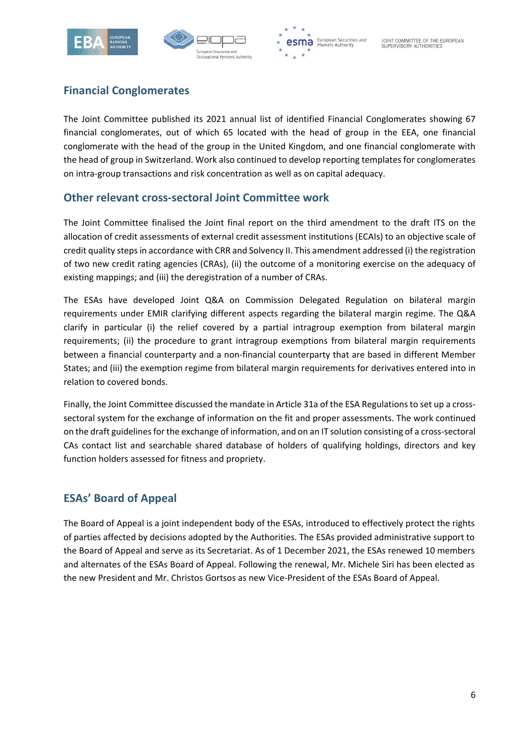## Financial Conglomerates

The Joint Committee published its 2021 annual list of identified Financial Conglomerates showing 67 financial conglomerates, out of which 65 located with the head of group in the EEA, one financial conglomerate with the head of the group in the United Kingdom, and one financial conglomerate with the head of group in Switzerland. Work also continued to develop reporting templates for conglomerates on intra-group transactions and risk concentration as well as on capital adequacy.

## Other relevant cross-sectoral Joint Committee work

The Joint Committee finalised the Joint final report on the third amendment to the draft ITS on the allocation of credit assessments of external credit assessment institutions (ECAIs) to an objective scale of credit quality steps in accordance with CRR and Solvency II. This amendment addressed (i) the registration of two new credit rating agencies (CRAs), (ii) the outcome of a monitoring exercise on the adequacy of existing mappings; and (iii) the deregistration of a number of CRAs.

The ESAs have developed Joint Q&A on Commission Delegated Regulation on bilateral margin requirements under EMIR clarifying different aspects regarding the bilateral margin regime. The Q&A clarify in particular (i) the relief covered by a partial intragroup exemption from bilateral margin requirements; (ii) the procedure to grant intragroup exemptions from bilateral margin requirements between a financial counterparty and a non-financial counterparty that are based in different Member States; and (iii) the exemption regime from bilateral margin requirements for derivatives entered into in relation to covered bonds.

Finally, the Joint Committee discussed the mandate in Article 31a of the ESA Regulations to set up a cross-sectoral system for the exchange of information on the fit and proper assessments. The work continued on the draft guidelines for the exchange of information, and on an IT solution consisting of a cross-sectoral CAs contact list and searchable shared database of holders of qualifying holdings, directors and key function holders assessed for fitness and propriety.

## ESAs' Board of Appeal

The Board of Appeal is a joint independent body of the ESAs, introduced to effectively protect the rights of parties affected by decisions adopted by the Authorities. The ESAs provided administrative support to the Board of Appeal and serve as its Secretariat. As of 1 December 2021, the ESAs renewed 10 members and alternates of the ESAs Board of Appeal. Following the renewal, Mr. Michele Siri has been elected as the new President and Mr. Christos Gortsos as new Vice-President of the ESAs Board of Appeal.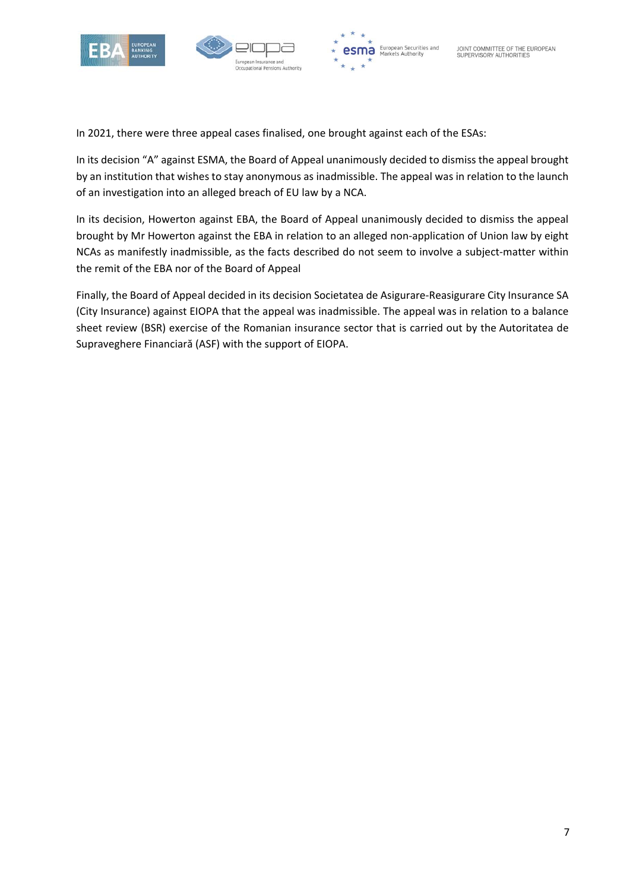In 2021, there were three appeal cases finalised, one brought against each of the ESAs:

In its decision "A" against ESMA, the Board of Appeal unanimously decided to dismiss the appeal brought by an institution that wishes to stay anonymous as inadmissible. The appeal was in relation to the launch of an investigation into an alleged breach of EU law by a NCA.

In its decision, Howerton against EBA, the Board of Appeal unanimously decided to dismiss the appeal brought by Mr Howerton against the EBA in relation to an alleged non-application of Union law by eight NCAs as manifestly inadmissible, as the facts described do not seem to involve a subject-matter within the remit of the EBA nor of the Board of Appeal

Finally, the Board of Appeal decided in its decision Societatea de Asigurare-Reasigurare City Insurance SA (City Insurance) against EIOPA that the appeal was inadmissible. The appeal was in relation to a balance sheet review (BSR) exercise of the Romanian insurance sector that is carried out by the Autoritatea de Supraveghere Financiară (ASF) with the support of EIOPA.